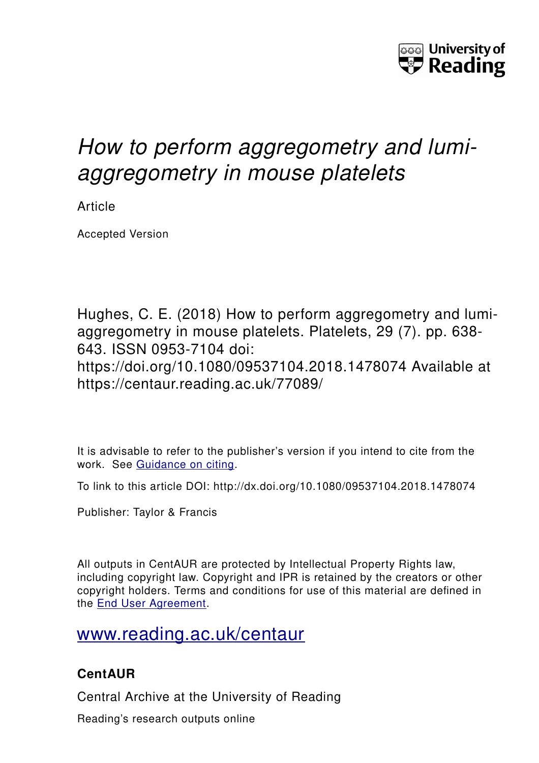University of Reading

# *How to perform aggregometry and lumi-aggregometry in mouse platelets*

Article

Accepted Version

Hughes, C. E. (2018) How to perform aggregometry and lumi-aggregometry in mouse platelets. Platelets, 29 (7). pp. 638-643. ISSN 0953-7104 doi: https://doi.org/10.1080/09537104.2018.1478074 Available at https://centaur.reading.ac.uk/77089/

It is advisable to refer to the publisher's version if you intend to cite from the work. See Guidance on citing.

To link to this article DOI: http://dx.doi.org/10.1080/09537104.2018.1478074

Publisher: Taylor & Francis

All outputs in CentAUR are protected by Intellectual Property Rights law, including copyright law. Copyright and IPR is retained by the creators or other copyright holders. Terms and conditions for use of this material are defined in the End User Agreement.

www.reading.ac.uk/centaur

**CentAUR**

Central Archive at the University of Reading

Reading's research outputs online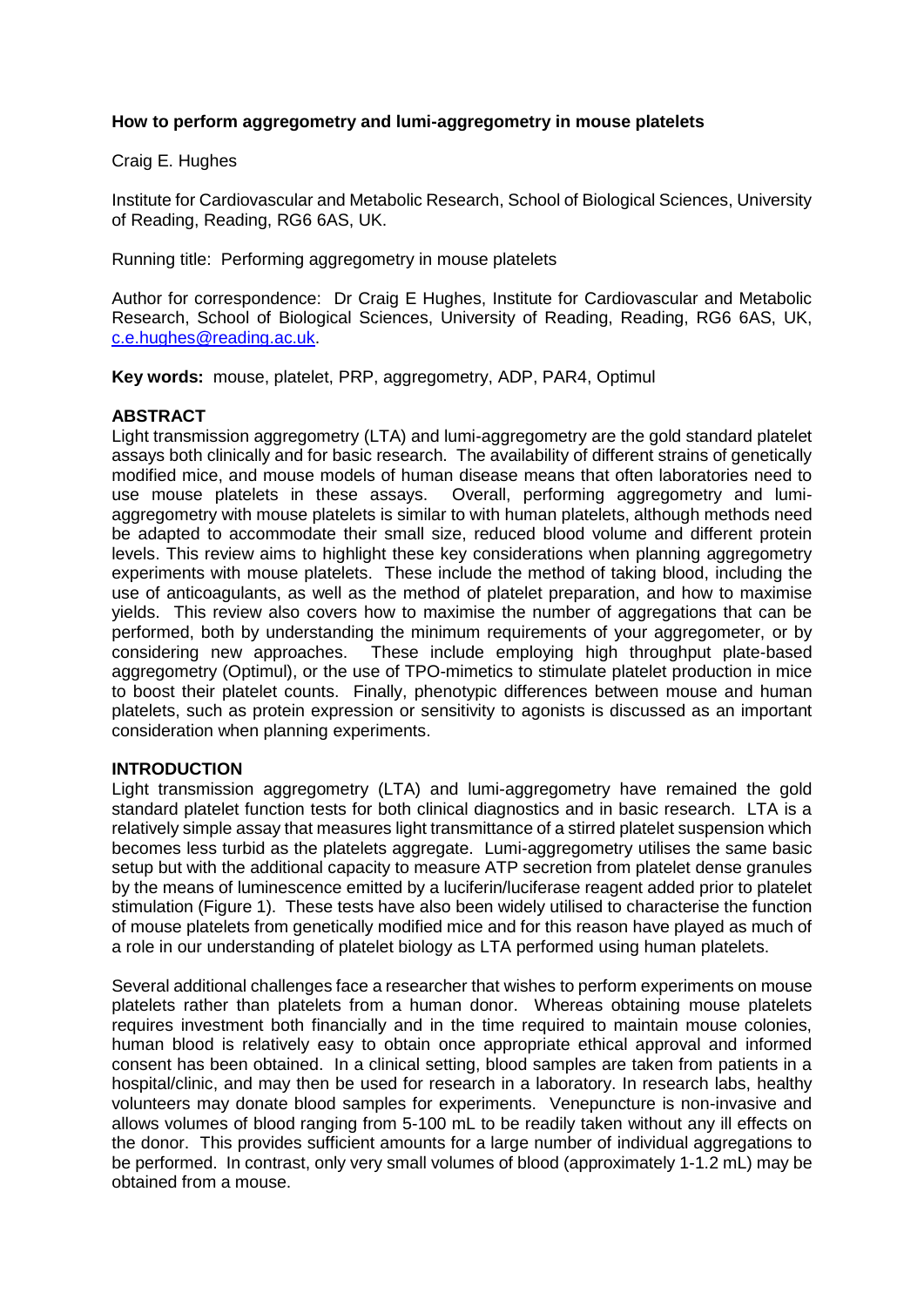**How to perform aggregometry and lumi-aggregometry in mouse platelets**

Craig E. Hughes

Institute for Cardiovascular and Metabolic Research, School of Biological Sciences, University of Reading, Reading, RG6 6AS, UK.

Running title: Performing aggregometry in mouse platelets

Author for correspondence: Dr Craig E Hughes, Institute for Cardiovascular and Metabolic Research, School of Biological Sciences, University of Reading, Reading, RG6 6AS, UK, c.e.hughes@reading.ac.uk.

**Key words:** mouse, platelet, PRP, aggregometry, ADP, PAR4, Optimul

## ABSTRACT

Light transmission aggregometry (LTA) and lumi-aggregometry are the gold standard platelet assays both clinically and for basic research. The availability of different strains of genetically modified mice, and mouse models of human disease means that often laboratories need to use mouse platelets in these assays. Overall, performing aggregometry and lumi-aggregometry with mouse platelets is similar to with human platelets, although methods need be adapted to accommodate their small size, reduced blood volume and different protein levels. This review aims to highlight these key considerations when planning aggregometry experiments with mouse platelets. These include the method of taking blood, including the use of anticoagulants, as well as the method of platelet preparation, and how to maximise yields. This review also covers how to maximise the number of aggregations that can be performed, both by understanding the minimum requirements of your aggregometer, or by considering new approaches. These include employing high throughput plate-based aggregometry (Optimul), or the use of TPO-mimetics to stimulate platelet production in mice to boost their platelet counts. Finally, phenotypic differences between mouse and human platelets, such as protein expression or sensitivity to agonists is discussed as an important consideration when planning experiments.

## INTRODUCTION

Light transmission aggregometry (LTA) and lumi-aggregometry have remained the gold standard platelet function tests for both clinical diagnostics and in basic research. LTA is a relatively simple assay that measures light transmittance of a stirred platelet suspension which becomes less turbid as the platelets aggregate. Lumi-aggregometry utilises the same basic setup but with the additional capacity to measure ATP secretion from platelet dense granules by the means of luminescence emitted by a luciferin/luciferase reagent added prior to platelet stimulation (Figure 1). These tests have also been widely utilised to characterise the function of mouse platelets from genetically modified mice and for this reason have played as much of a role in our understanding of platelet biology as LTA performed using human platelets.

Several additional challenges face a researcher that wishes to perform experiments on mouse platelets rather than platelets from a human donor. Whereas obtaining mouse platelets requires investment both financially and in the time required to maintain mouse colonies, human blood is relatively easy to obtain once appropriate ethical approval and informed consent has been obtained. In a clinical setting, blood samples are taken from patients in a hospital/clinic, and may then be used for research in a laboratory. In research labs, healthy volunteers may donate blood samples for experiments. Venepuncture is non-invasive and allows volumes of blood ranging from 5-100 mL to be readily taken without any ill effects on the donor. This provides sufficient amounts for a large number of individual aggregations to be performed. In contrast, only very small volumes of blood (approximately 1-1.2 mL) may be obtained from a mouse.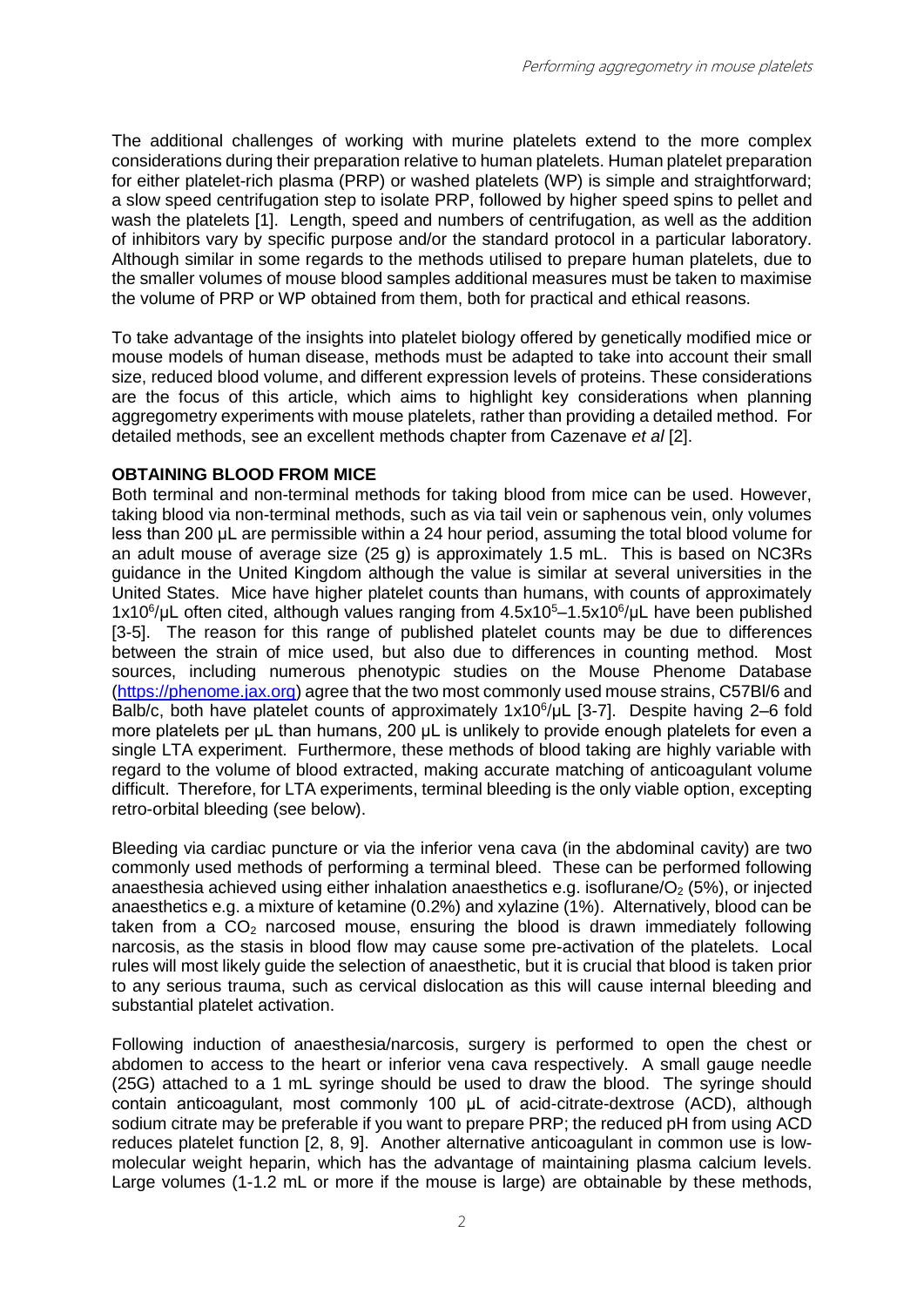The additional challenges of working with murine platelets extend to the more complex considerations during their preparation relative to human platelets. Human platelet preparation for either platelet-rich plasma (PRP) or washed platelets (WP) is simple and straightforward; a slow speed centrifugation step to isolate PRP, followed by higher speed spins to pellet and wash the platelets [1]. Length, speed and numbers of centrifugation, as well as the addition of inhibitors vary by specific purpose and/or the standard protocol in a particular laboratory. Although similar in some regards to the methods utilised to prepare human platelets, due to the smaller volumes of mouse blood samples additional measures must be taken to maximise the volume of PRP or WP obtained from them, both for practical and ethical reasons.

To take advantage of the insights into platelet biology offered by genetically modified mice or mouse models of human disease, methods must be adapted to take into account their small size, reduced blood volume, and different expression levels of proteins. These considerations are the focus of this article, which aims to highlight key considerations when planning aggregometry experiments with mouse platelets, rather than providing a detailed method. For detailed methods, see an excellent methods chapter from Cazenave *et al* [2].

**OBTAINING BLOOD FROM MICE**

Both terminal and non-terminal methods for taking blood from mice can be used. However, taking blood via non-terminal methods, such as via tail vein or saphenous vein, only volumes less than 200 µL are permissible within a 24 hour period, assuming the total blood volume for an adult mouse of average size (25 g) is approximately 1.5 mL. This is based on NC3Rs guidance in the United Kingdom although the value is similar at several universities in the United States. Mice have higher platelet counts than humans, with counts of approximately $1x10^6$/µL often cited, although values ranging from $4.5x10^5$–$1.5x10^6$/µL have been published [3-5]. The reason for this range of published platelet counts may be due to differences between the strain of mice used, but also due to differences in counting method. Most sources, including numerous phenotypic studies on the Mouse Phenome Database (https://phenome.jax.org) agree that the two most commonly used mouse strains, C57Bl/6 and Balb/c, both have platelet counts of approximately $1x10^6$/µL [3-7]. Despite having 2–6 fold more platelets per µL than humans, 200 µL is unlikely to provide enough platelets for even a single LTA experiment. Furthermore, these methods of blood taking are highly variable with regard to the volume of blood extracted, making accurate matching of anticoagulant volume difficult. Therefore, for LTA experiments, terminal bleeding is the only viable option, excepting retro-orbital bleeding (see below).

Bleeding via cardiac puncture or via the inferior vena cava (in the abdominal cavity) are two commonly used methods of performing a terminal bleed. These can be performed following anaesthesia achieved using either inhalation anaesthetics e.g. isoflurane/$O_2$ (5%), or injected anaesthetics e.g. a mixture of ketamine (0.2%) and xylazine (1%). Alternatively, blood can be taken from a $CO_2$ narcosed mouse, ensuring the blood is drawn immediately following narcosis, as the stasis in blood flow may cause some pre-activation of the platelets. Local rules will most likely guide the selection of anaesthetic, but it is crucial that blood is taken prior to any serious trauma, such as cervical dislocation as this will cause internal bleeding and substantial platelet activation.

Following induction of anaesthesia/narcosis, surgery is performed to open the chest or abdomen to access to the heart or inferior vena cava respectively. A small gauge needle (25G) attached to a 1 mL syringe should be used to draw the blood. The syringe should contain anticoagulant, most commonly 100 µL of acid-citrate-dextrose (ACD), although sodium citrate may be preferable if you want to prepare PRP; the reduced pH from using ACD reduces platelet function [2, 8, 9]. Another alternative anticoagulant in common use is low-molecular weight heparin, which has the advantage of maintaining plasma calcium levels. Large volumes (1-1.2 mL or more if the mouse is large) are obtainable by these methods,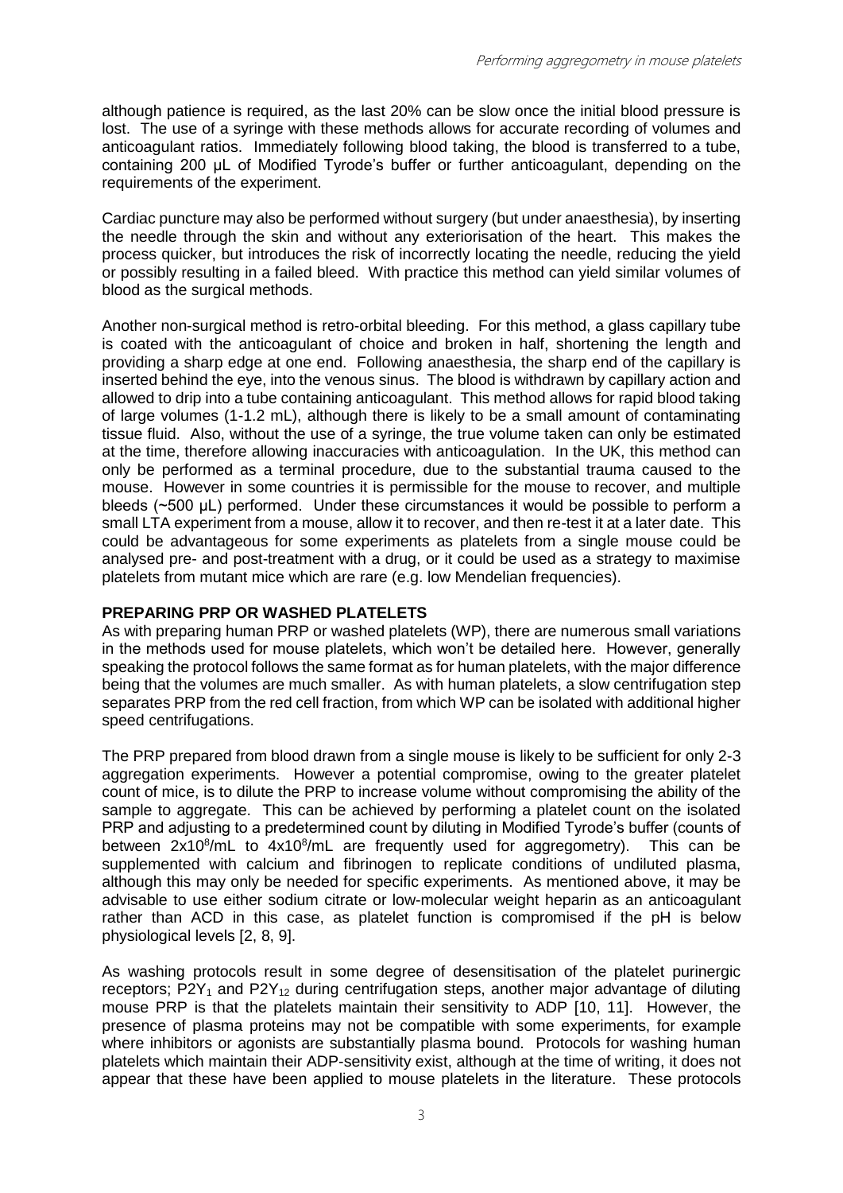although patience is required, as the last 20% can be slow once the initial blood pressure is lost. The use of a syringe with these methods allows for accurate recording of volumes and anticoagulant ratios. Immediately following blood taking, the blood is transferred to a tube, containing 200 µL of Modified Tyrode's buffer or further anticoagulant, depending on the requirements of the experiment.

Cardiac puncture may also be performed without surgery (but under anaesthesia), by inserting the needle through the skin and without any exteriorisation of the heart. This makes the process quicker, but introduces the risk of incorrectly locating the needle, reducing the yield or possibly resulting in a failed bleed. With practice this method can yield similar volumes of blood as the surgical methods.

Another non-surgical method is retro-orbital bleeding. For this method, a glass capillary tube is coated with the anticoagulant of choice and broken in half, shortening the length and providing a sharp edge at one end. Following anaesthesia, the sharp end of the capillary is inserted behind the eye, into the venous sinus. The blood is withdrawn by capillary action and allowed to drip into a tube containing anticoagulant. This method allows for rapid blood taking of large volumes (1-1.2 mL), although there is likely to be a small amount of contaminating tissue fluid. Also, without the use of a syringe, the true volume taken can only be estimated at the time, therefore allowing inaccuracies with anticoagulation. In the UK, this method can only be performed as a terminal procedure, due to the substantial trauma caused to the mouse. However in some countries it is permissible for the mouse to recover, and multiple bleeds (~500 µL) performed. Under these circumstances it would be possible to perform a small LTA experiment from a mouse, allow it to recover, and then re-test it at a later date. This could be advantageous for some experiments as platelets from a single mouse could be analysed pre- and post-treatment with a drug, or it could be used as a strategy to maximise platelets from mutant mice which are rare (e.g. low Mendelian frequencies).

## PREPARING PRP OR WASHED PLATELETS

As with preparing human PRP or washed platelets (WP), there are numerous small variations in the methods used for mouse platelets, which won't be detailed here. However, generally speaking the protocol follows the same format as for human platelets, with the major difference being that the volumes are much smaller. As with human platelets, a slow centrifugation step separates PRP from the red cell fraction, from which WP can be isolated with additional higher speed centrifugations.

The PRP prepared from blood drawn from a single mouse is likely to be sufficient for only 2-3 aggregation experiments. However a potential compromise, owing to the greater platelet count of mice, is to dilute the PRP to increase volume without compromising the ability of the sample to aggregate. This can be achieved by performing a platelet count on the isolated PRP and adjusting to a predetermined count by diluting in Modified Tyrode's buffer (counts of between $2 \times 10^8$/mL to $4 \times 10^8$/mL are frequently used for aggregometry). This can be supplemented with calcium and fibrinogen to replicate conditions of undiluted plasma, although this may only be needed for specific experiments. As mentioned above, it may be advisable to use either sodium citrate or low-molecular weight heparin as an anticoagulant rather than ACD in this case, as platelet function is compromised if the pH is below physiological levels [2, 8, 9].

As washing protocols result in some degree of desensitisation of the platelet purinergic receptors; $P2Y_1$ and $P2Y_{12}$ during centrifugation steps, another major advantage of diluting mouse PRP is that the platelets maintain their sensitivity to ADP [10, 11]. However, the presence of plasma proteins may not be compatible with some experiments, for example where inhibitors or agonists are substantially plasma bound. Protocols for washing human platelets which maintain their ADP-sensitivity exist, although at the time of writing, it does not appear that these have been applied to mouse platelets in the literature. These protocols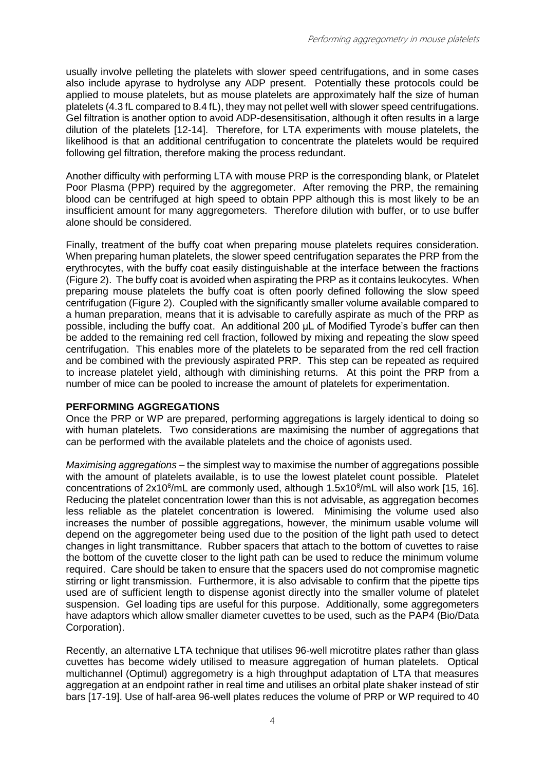usually involve pelleting the platelets with slower speed centrifugations, and in some cases also include apyrase to hydrolyse any ADP present. Potentially these protocols could be applied to mouse platelets, but as mouse platelets are approximately half the size of human platelets (4.3 fL compared to 8.4 fL), they may not pellet well with slower speed centrifugations. Gel filtration is another option to avoid ADP-desensitisation, although it often results in a large dilution of the platelets [12-14]. Therefore, for LTA experiments with mouse platelets, the likelihood is that an additional centrifugation to concentrate the platelets would be required following gel filtration, therefore making the process redundant.

Another difficulty with performing LTA with mouse PRP is the corresponding blank, or Platelet Poor Plasma (PPP) required by the aggregometer. After removing the PRP, the remaining blood can be centrifuged at high speed to obtain PPP although this is most likely to be an insufficient amount for many aggregometers. Therefore dilution with buffer, or to use buffer alone should be considered.

Finally, treatment of the buffy coat when preparing mouse platelets requires consideration. When preparing human platelets, the slower speed centrifugation separates the PRP from the erythrocytes, with the buffy coat easily distinguishable at the interface between the fractions (Figure 2). The buffy coat is avoided when aspirating the PRP as it contains leukocytes. When preparing mouse platelets the buffy coat is often poorly defined following the slow speed centrifugation (Figure 2). Coupled with the significantly smaller volume available compared to a human preparation, means that it is advisable to carefully aspirate as much of the PRP as possible, including the buffy coat. An additional 200 µL of Modified Tyrode's buffer can then be added to the remaining red cell fraction, followed by mixing and repeating the slow speed centrifugation. This enables more of the platelets to be separated from the red cell fraction and be combined with the previously aspirated PRP. This step can be repeated as required to increase platelet yield, although with diminishing returns. At this point the PRP from a number of mice can be pooled to increase the amount of platelets for experimentation.

## PERFORMING AGGREGATIONS

Once the PRP or WP are prepared, performing aggregations is largely identical to doing so with human platelets. Two considerations are maximising the number of aggregations that can be performed with the available platelets and the choice of agonists used.

*Maximising aggregations* – the simplest way to maximise the number of aggregations possible with the amount of platelets available, is to use the lowest platelet count possible. Platelet concentrations of $2x10^8$/mL are commonly used, although $1.5x10^8$/mL will also work [15, 16]. Reducing the platelet concentration lower than this is not advisable, as aggregation becomes less reliable as the platelet concentration is lowered. Minimising the volume used also increases the number of possible aggregations, however, the minimum usable volume will depend on the aggregometer being used due to the position of the light path used to detect changes in light transmittance. Rubber spacers that attach to the bottom of cuvettes to raise the bottom of the cuvette closer to the light path can be used to reduce the minimum volume required. Care should be taken to ensure that the spacers used do not compromise magnetic stirring or light transmission. Furthermore, it is also advisable to confirm that the pipette tips used are of sufficient length to dispense agonist directly into the smaller volume of platelet suspension. Gel loading tips are useful for this purpose. Additionally, some aggregometers have adaptors which allow smaller diameter cuvettes to be used, such as the PAP4 (Bio/Data Corporation).

Recently, an alternative LTA technique that utilises 96-well microtitre plates rather than glass cuvettes has become widely utilised to measure aggregation of human platelets. Optical multichannel (Optimul) aggregometry is a high throughput adaptation of LTA that measures aggregation at an endpoint rather in real time and utilises an orbital plate shaker instead of stir bars [17-19]. Use of half-area 96-well plates reduces the volume of PRP or WP required to 40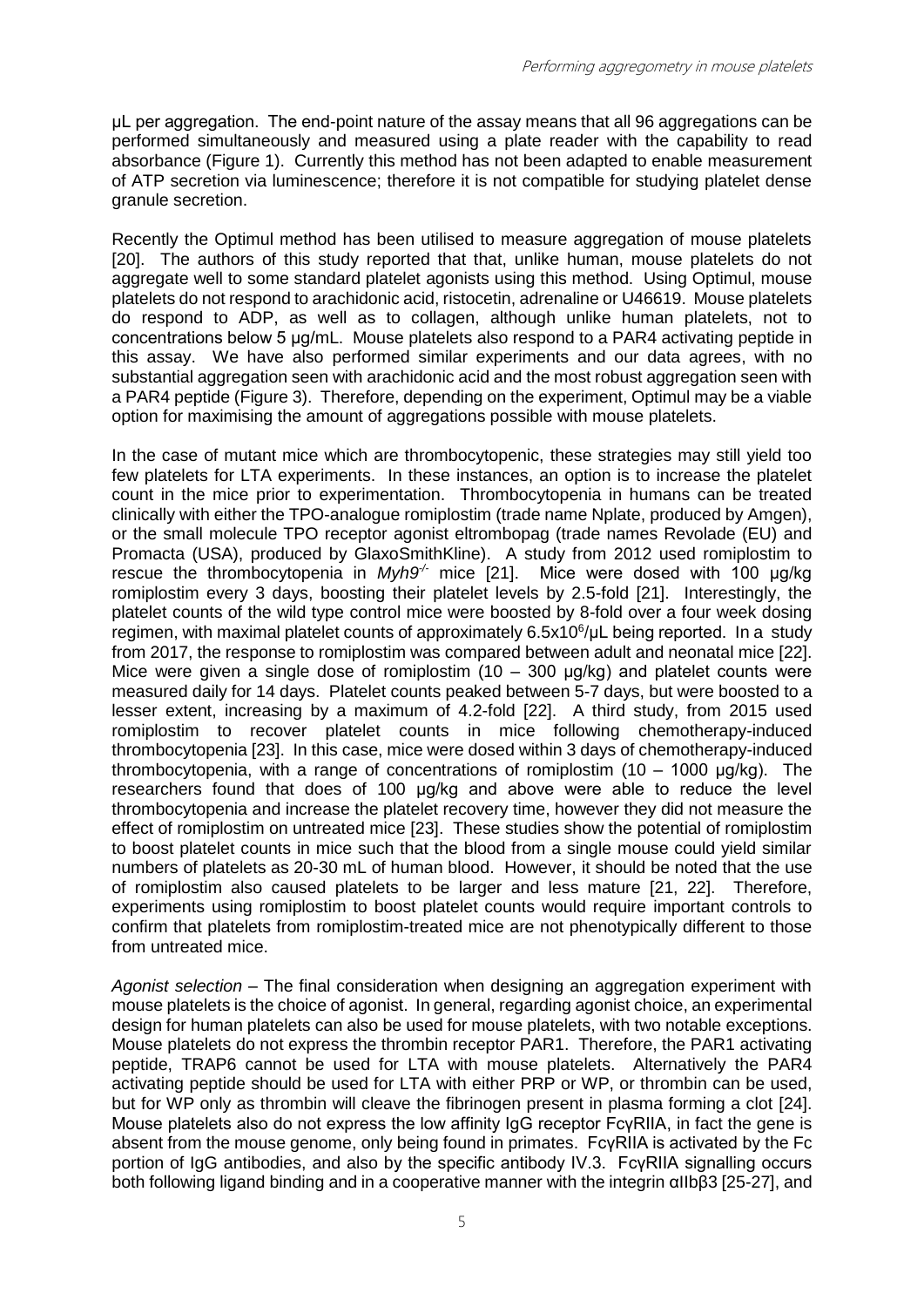µL per aggregation. The end-point nature of the assay means that all 96 aggregations can be performed simultaneously and measured using a plate reader with the capability to read absorbance (Figure 1). Currently this method has not been adapted to enable measurement of ATP secretion via luminescence; therefore it is not compatible for studying platelet dense granule secretion.

Recently the Optimul method has been utilised to measure aggregation of mouse platelets [20]. The authors of this study reported that that, unlike human, mouse platelets do not aggregate well to some standard platelet agonists using this method. Using Optimul, mouse platelets do not respond to arachidonic acid, ristocetin, adrenaline or U46619. Mouse platelets do respond to ADP, as well as to collagen, although unlike human platelets, not to concentrations below 5 µg/mL. Mouse platelets also respond to a PAR4 activating peptide in this assay. We have also performed similar experiments and our data agrees, with no substantial aggregation seen with arachidonic acid and the most robust aggregation seen with a PAR4 peptide (Figure 3). Therefore, depending on the experiment, Optimul may be a viable option for maximising the amount of aggregations possible with mouse platelets.

In the case of mutant mice which are thrombocytopenic, these strategies may still yield too few platelets for LTA experiments. In these instances, an option is to increase the platelet count in the mice prior to experimentation. Thrombocytopenia in humans can be treated clinically with either the TPO-analogue romiplostim (trade name Nplate, produced by Amgen), or the small molecule TPO receptor agonist eltrombopag (trade names Revolade (EU) and Promacta (USA), produced by GlaxoSmithKline). A study from 2012 used romiplostim to rescue the thrombocytopenia in *Myh9*$^{-/-}$ mice [21]. Mice were dosed with 100 µg/kg romiplostim every 3 days, boosting their platelet levels by 2.5-fold [21]. Interestingly, the platelet counts of the wild type control mice were boosted by 8-fold over a four week dosing regimen, with maximal platelet counts of approximately $6.5\times10^6$/µL being reported. In a study from 2017, the response to romiplostim was compared between adult and neonatal mice [22]. Mice were given a single dose of romiplostim (10 – 300 µg/kg) and platelet counts were measured daily for 14 days. Platelet counts peaked between 5-7 days, but were boosted to a lesser extent, increasing by a maximum of 4.2-fold [22]. A third study, from 2015 used romiplostim to recover platelet counts in mice following chemotherapy-induced thrombocytopenia [23]. In this case, mice were dosed within 3 days of chemotherapy-induced thrombocytopenia, with a range of concentrations of romiplostim (10 – 1000 µg/kg). The researchers found that does of 100 µg/kg and above were able to reduce the level thrombocytopenia and increase the platelet recovery time, however they did not measure the effect of romiplostim on untreated mice [23]. These studies show the potential of romiplostim to boost platelet counts in mice such that the blood from a single mouse could yield similar numbers of platelets as 20-30 mL of human blood. However, it should be noted that the use of romiplostim also caused platelets to be larger and less mature [21, 22]. Therefore, experiments using romiplostim to boost platelet counts would require important controls to confirm that platelets from romiplostim-treated mice are not phenotypically different to those from untreated mice.

*Agonist selection* – The final consideration when designing an aggregation experiment with mouse platelets is the choice of agonist. In general, regarding agonist choice, an experimental design for human platelets can also be used for mouse platelets, with two notable exceptions. Mouse platelets do not express the thrombin receptor PAR1. Therefore, the PAR1 activating peptide, TRAP6 cannot be used for LTA with mouse platelets. Alternatively the PAR4 activating peptide should be used for LTA with either PRP or WP, or thrombin can be used, but for WP only as thrombin will cleave the fibrinogen present in plasma forming a clot [24]. Mouse platelets also do not express the low affinity IgG receptor FcγRIIA, in fact the gene is absent from the mouse genome, only being found in primates. FcγRIIA is activated by the Fc portion of IgG antibodies, and also by the specific antibody IV.3. FcγRIIA signalling occurs both following ligand binding and in a cooperative manner with the integrin αIIbβ3 [25-27], and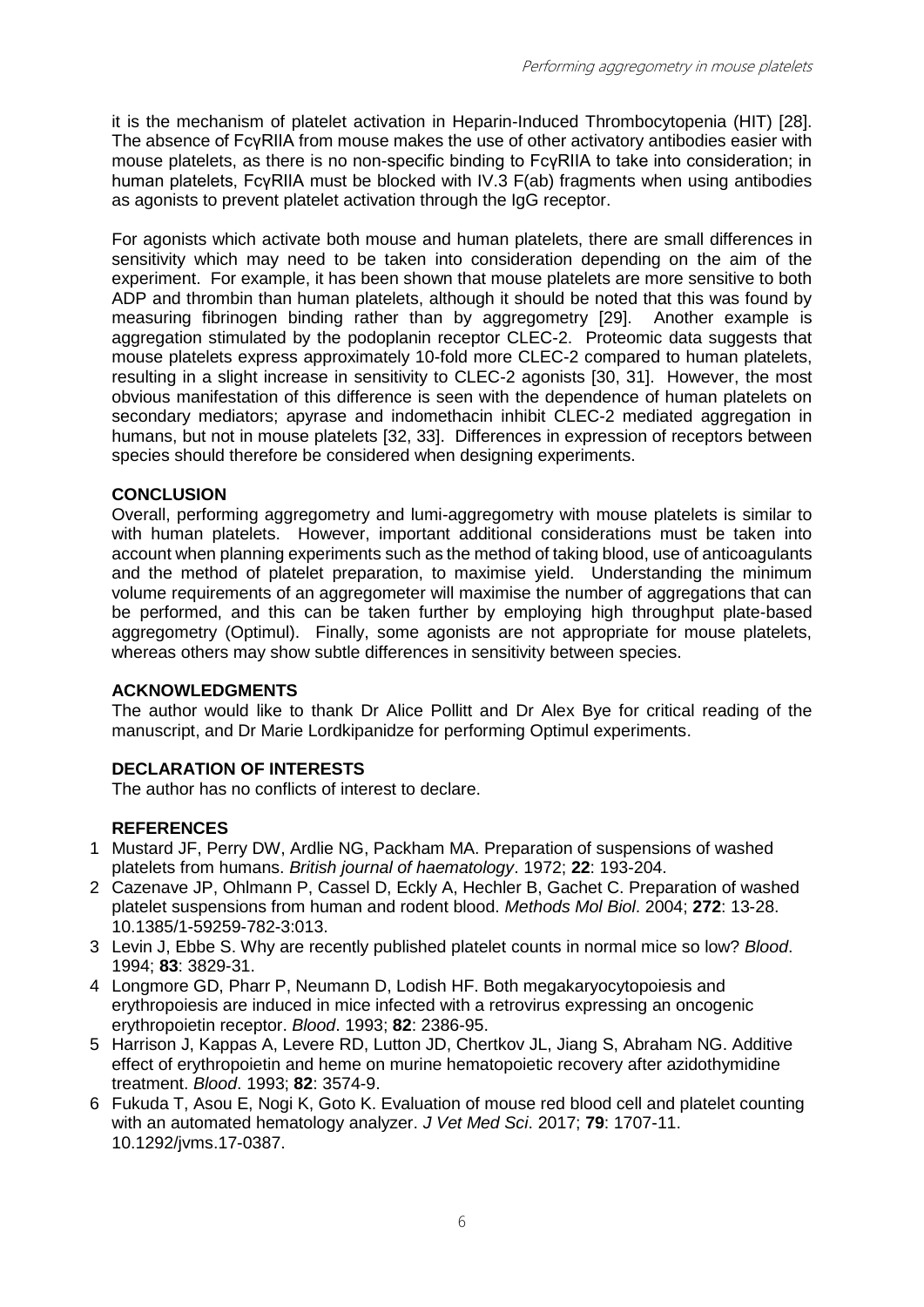it is the mechanism of platelet activation in Heparin-Induced Thrombocytopenia (HIT) [28]. The absence of FcγRIIA from mouse makes the use of other activatory antibodies easier with mouse platelets, as there is no non-specific binding to FcγRIIA to take into consideration; in human platelets, FcγRIIA must be blocked with IV.3 F(ab) fragments when using antibodies as agonists to prevent platelet activation through the IgG receptor.

For agonists which activate both mouse and human platelets, there are small differences in sensitivity which may need to be taken into consideration depending on the aim of the experiment. For example, it has been shown that mouse platelets are more sensitive to both ADP and thrombin than human platelets, although it should be noted that this was found by measuring fibrinogen binding rather than by aggregometry [29]. Another example is aggregation stimulated by the podoplanin receptor CLEC-2. Proteomic data suggests that mouse platelets express approximately 10-fold more CLEC-2 compared to human platelets, resulting in a slight increase in sensitivity to CLEC-2 agonists [30, 31]. However, the most obvious manifestation of this difference is seen with the dependence of human platelets on secondary mediators; apyrase and indomethacin inhibit CLEC-2 mediated aggregation in humans, but not in mouse platelets [32, 33]. Differences in expression of receptors between species should therefore be considered when designing experiments.

## CONCLUSION

Overall, performing aggregometry and lumi-aggregometry with mouse platelets is similar to with human platelets. However, important additional considerations must be taken into account when planning experiments such as the method of taking blood, use of anticoagulants and the method of platelet preparation, to maximise yield. Understanding the minimum volume requirements of an aggregometer will maximise the number of aggregations that can be performed, and this can be taken further by employing high throughput plate-based aggregometry (Optimul). Finally, some agonists are not appropriate for mouse platelets, whereas others may show subtle differences in sensitivity between species.

## ACKNOWLEDGMENTS

The author would like to thank Dr Alice Pollitt and Dr Alex Bye for critical reading of the manuscript, and Dr Marie Lordkipanidze for performing Optimul experiments.

## DECLARATION OF INTERESTS

The author has no conflicts of interest to declare.

## REFERENCES

1. Mustard JF, Perry DW, Ardlie NG, Packham MA. Preparation of suspensions of washed platelets from humans. *British journal of haematology*. 1972; **22**: 193-204.
2. Cazenave JP, Ohlmann P, Cassel D, Eckly A, Hechler B, Gachet C. Preparation of washed platelet suspensions from human and rodent blood. *Methods Mol Biol*. 2004; **272**: 13-28. 10.1385/1-59259-782-3:013.
3. Levin J, Ebbe S. Why are recently published platelet counts in normal mice so low? *Blood*. 1994; **83**: 3829-31.
4. Longmore GD, Pharr P, Neumann D, Lodish HF. Both megakaryocytopoiesis and erythropoiesis are induced in mice infected with a retrovirus expressing an oncogenic erythropoietin receptor. *Blood*. 1993; **82**: 2386-95.
5. Harrison J, Kappas A, Levere RD, Lutton JD, Chertkov JL, Jiang S, Abraham NG. Additive effect of erythropoietin and heme on murine hematopoietic recovery after azidothymidine treatment. *Blood*. 1993; **82**: 3574-9.
6. Fukuda T, Asou E, Nogi K, Goto K. Evaluation of mouse red blood cell and platelet counting with an automated hematology analyzer. *J Vet Med Sci*. 2017; **79**: 1707-11. 10.1292/jvms.17-0387.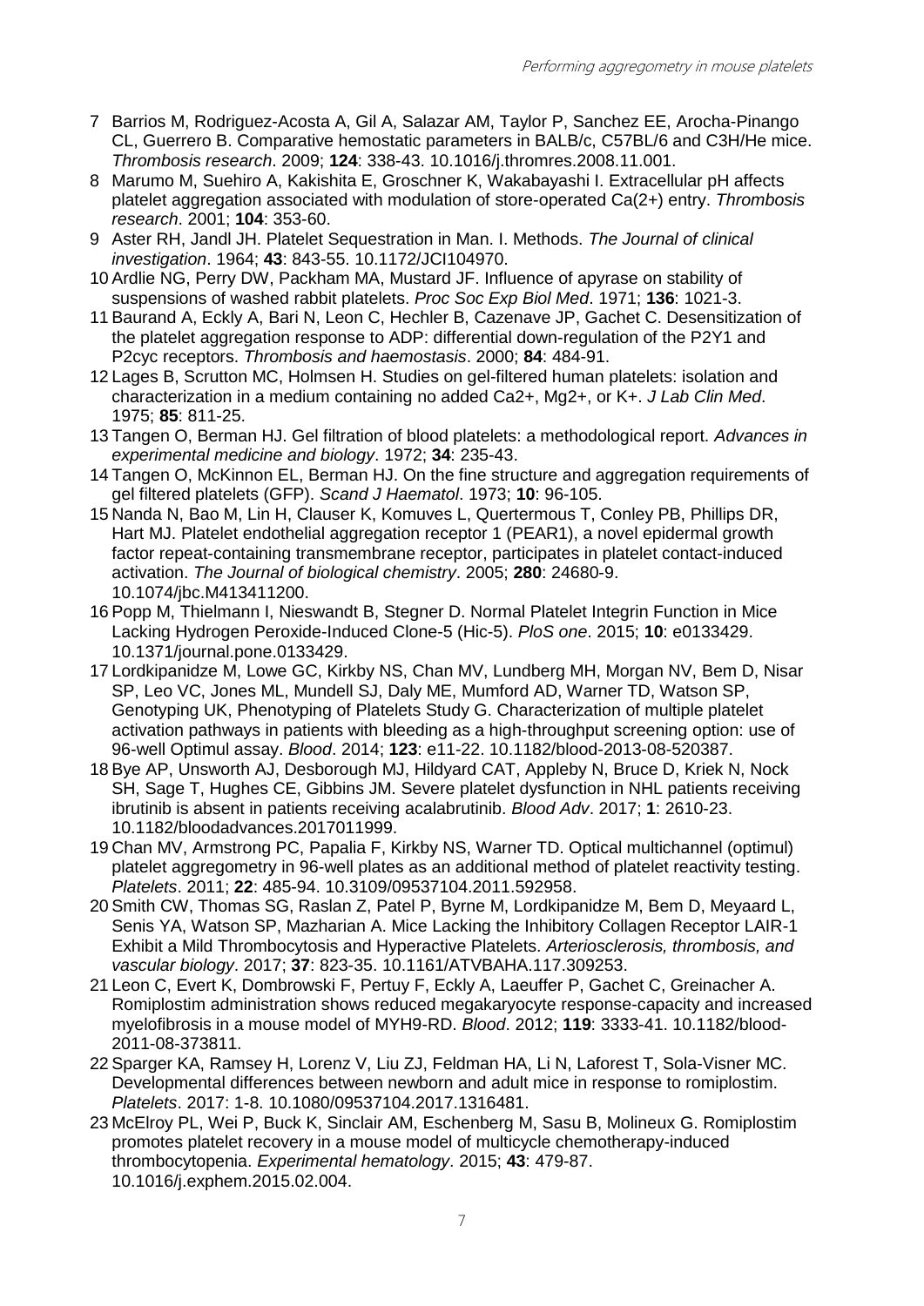7 Barrios M, Rodriguez-Acosta A, Gil A, Salazar AM, Taylor P, Sanchez EE, Arocha-Pinango CL, Guerrero B. Comparative hemostatic parameters in BALB/c, C57BL/6 and C3H/He mice. *Thrombosis research*. 2009; **124**: 338-43. 10.1016/j.thromres.2008.11.001.

8 Marumo M, Suehiro A, Kakishita E, Groschner K, Wakabayashi I. Extracellular pH affects platelet aggregation associated with modulation of store-operated Ca(2+) entry. *Thrombosis research*. 2001; **104**: 353-60.

9 Aster RH, Jandl JH. Platelet Sequestration in Man. I. Methods. *The Journal of clinical investigation*. 1964; **43**: 843-55. 10.1172/JCI104970.

10 Ardlie NG, Perry DW, Packham MA, Mustard JF. Influence of apyrase on stability of suspensions of washed rabbit platelets. *Proc Soc Exp Biol Med*. 1971; **136**: 1021-3.

11 Baurand A, Eckly A, Bari N, Leon C, Hechler B, Cazenave JP, Gachet C. Desensitization of the platelet aggregation response to ADP: differential down-regulation of the P2Y1 and P2cyc receptors. *Thrombosis and haemostasis*. 2000; **84**: 484-91.

12 Lages B, Scrutton MC, Holmsen H. Studies on gel-filtered human platelets: isolation and characterization in a medium containing no added Ca2+, Mg2+, or K+. *J Lab Clin Med*. 1975; **85**: 811-25.

13 Tangen O, Berman HJ. Gel filtration of blood platelets: a methodological report. *Advances in experimental medicine and biology*. 1972; **34**: 235-43.

14 Tangen O, McKinnon EL, Berman HJ. On the fine structure and aggregation requirements of gel filtered platelets (GFP). *Scand J Haematol*. 1973; **10**: 96-105.

15 Nanda N, Bao M, Lin H, Clauser K, Komuves L, Quertermous T, Conley PB, Phillips DR, Hart MJ. Platelet endothelial aggregation receptor 1 (PEAR1), a novel epidermal growth factor repeat-containing transmembrane receptor, participates in platelet contact-induced activation. *The Journal of biological chemistry*. 2005; **280**: 24680-9. 10.1074/jbc.M413411200.

16 Popp M, Thielmann I, Nieswandt B, Stegner D. Normal Platelet Integrin Function in Mice Lacking Hydrogen Peroxide-Induced Clone-5 (Hic-5). *PloS one*. 2015; **10**: e0133429. 10.1371/journal.pone.0133429.

17 Lordkipanidze M, Lowe GC, Kirkby NS, Chan MV, Lundberg MH, Morgan NV, Bem D, Nisar SP, Leo VC, Jones ML, Mundell SJ, Daly ME, Mumford AD, Warner TD, Watson SP, Genotyping UK, Phenotyping of Platelets Study G. Characterization of multiple platelet activation pathways in patients with bleeding as a high-throughput screening option: use of 96-well Optimul assay. *Blood*. 2014; **123**: e11-22. 10.1182/blood-2013-08-520387.

18 Bye AP, Unsworth AJ, Desborough MJ, Hildyard CAT, Appleby N, Bruce D, Kriek N, Nock SH, Sage T, Hughes CE, Gibbins JM. Severe platelet dysfunction in NHL patients receiving ibrutinib is absent in patients receiving acalabrutinib. *Blood Adv*. 2017; **1**: 2610-23. 10.1182/bloodadvances.2017011999.

19 Chan MV, Armstrong PC, Papalia F, Kirkby NS, Warner TD. Optical multichannel (optimul) platelet aggregometry in 96-well plates as an additional method of platelet reactivity testing. *Platelets*. 2011; **22**: 485-94. 10.3109/09537104.2011.592958.

20 Smith CW, Thomas SG, Raslan Z, Patel P, Byrne M, Lordkipanidze M, Bem D, Meyaard L, Senis YA, Watson SP, Mazharian A. Mice Lacking the Inhibitory Collagen Receptor LAIR-1 Exhibit a Mild Thrombocytosis and Hyperactive Platelets. *Arteriosclerosis, thrombosis, and vascular biology*. 2017; **37**: 823-35. 10.1161/ATVBAHA.117.309253.

21 Leon C, Evert K, Dombrowski F, Pertuy F, Eckly A, Laeuffer P, Gachet C, Greinacher A. Romiplostim administration shows reduced megakaryocyte response-capacity and increased myelofibrosis in a mouse model of MYH9-RD. *Blood*. 2012; **119**: 3333-41. 10.1182/blood-2011-08-373811.

22 Sparger KA, Ramsey H, Lorenz V, Liu ZJ, Feldman HA, Li N, Laforest T, Sola-Visner MC. Developmental differences between newborn and adult mice in response to romiplostim. *Platelets*. 2017: 1-8. 10.1080/09537104.2017.1316481.

23 McElroy PL, Wei P, Buck K, Sinclair AM, Eschenberg M, Sasu B, Molineux G. Romiplostim promotes platelet recovery in a mouse model of multicycle chemotherapy-induced thrombocytopenia. *Experimental hematology*. 2015; **43**: 479-87. 10.1016/j.exphem.2015.02.004.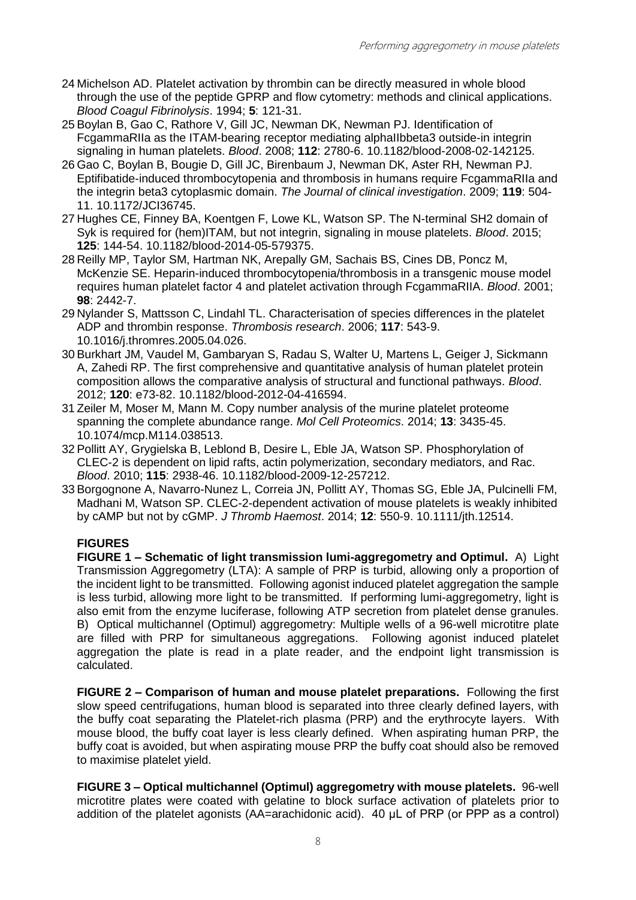24 Michelson AD. Platelet activation by thrombin can be directly measured in whole blood through the use of the peptide GPRP and flow cytometry: methods and clinical applications. *Blood Coagul Fibrinolysis*. 1994; **5**: 121-31.

25 Boylan B, Gao C, Rathore V, Gill JC, Newman DK, Newman PJ. Identification of FcgammaRIIa as the ITAM-bearing receptor mediating alphaIIbbeta3 outside-in integrin signaling in human platelets. *Blood*. 2008; **112**: 2780-6. 10.1182/blood-2008-02-142125.

26 Gao C, Boylan B, Bougie D, Gill JC, Birenbaum J, Newman DK, Aster RH, Newman PJ. Eptifibatide-induced thrombocytopenia and thrombosis in humans require FcgammaRIIa and the integrin beta3 cytoplasmic domain. *The Journal of clinical investigation*. 2009; **119**: 504-11. 10.1172/JCI36745.

27 Hughes CE, Finney BA, Koentgen F, Lowe KL, Watson SP. The N-terminal SH2 domain of Syk is required for (hem)ITAM, but not integrin, signaling in mouse platelets. *Blood*. 2015; **125**: 144-54. 10.1182/blood-2014-05-579375.

28 Reilly MP, Taylor SM, Hartman NK, Arepally GM, Sachais BS, Cines DB, Poncz M, McKenzie SE. Heparin-induced thrombocytopenia/thrombosis in a transgenic mouse model requires human platelet factor 4 and platelet activation through FcgammaRIIA. *Blood*. 2001; **98**: 2442-7.

29 Nylander S, Mattsson C, Lindahl TL. Characterisation of species differences in the platelet ADP and thrombin response. *Thrombosis research*. 2006; **117**: 543-9. 10.1016/j.thromres.2005.04.026.

30 Burkhart JM, Vaudel M, Gambaryan S, Radau S, Walter U, Martens L, Geiger J, Sickmann A, Zahedi RP. The first comprehensive and quantitative analysis of human platelet protein composition allows the comparative analysis of structural and functional pathways. *Blood*. 2012; **120**: e73-82. 10.1182/blood-2012-04-416594.

31 Zeiler M, Moser M, Mann M. Copy number analysis of the murine platelet proteome spanning the complete abundance range. *Mol Cell Proteomics*. 2014; **13**: 3435-45. 10.1074/mcp.M114.038513.

32 Pollitt AY, Grygielska B, Leblond B, Desire L, Eble JA, Watson SP. Phosphorylation of CLEC-2 is dependent on lipid rafts, actin polymerization, secondary mediators, and Rac. *Blood*. 2010; **115**: 2938-46. 10.1182/blood-2009-12-257212.

33 Borgognone A, Navarro-Nunez L, Correia JN, Pollitt AY, Thomas SG, Eble JA, Pulcinelli FM, Madhani M, Watson SP. CLEC-2-dependent activation of mouse platelets is weakly inhibited by cAMP but not by cGMP. *J Thromb Haemost*. 2014; **12**: 550-9. 10.1111/jth.12514.

## FIGURES

**FIGURE 1 – Schematic of light transmission lumi-aggregometry and Optimul.** A) Light Transmission Aggregometry (LTA): A sample of PRP is turbid, allowing only a proportion of the incident light to be transmitted. Following agonist induced platelet aggregation the sample is less turbid, allowing more light to be transmitted. If performing lumi-aggregometry, light is also emit from the enzyme luciferase, following ATP secretion from platelet dense granules. B) Optical multichannel (Optimul) aggregometry: Multiple wells of a 96-well microtitre plate are filled with PRP for simultaneous aggregations. Following agonist induced platelet aggregation the plate is read in a plate reader, and the endpoint light transmission is calculated.

**FIGURE 2 – Comparison of human and mouse platelet preparations.** Following the first slow speed centrifugations, human blood is separated into three clearly defined layers, with the buffy coat separating the Platelet-rich plasma (PRP) and the erythrocyte layers. With mouse blood, the buffy coat layer is less clearly defined. When aspirating human PRP, the buffy coat is avoided, but when aspirating mouse PRP the buffy coat should also be removed to maximise platelet yield.

**FIGURE 3 – Optical multichannel (Optimul) aggregometry with mouse platelets.** 96-well microtitre plates were coated with gelatine to block surface activation of platelets prior to addition of the platelet agonists (AA=arachidonic acid). 40 µL of PRP (or PPP as a control)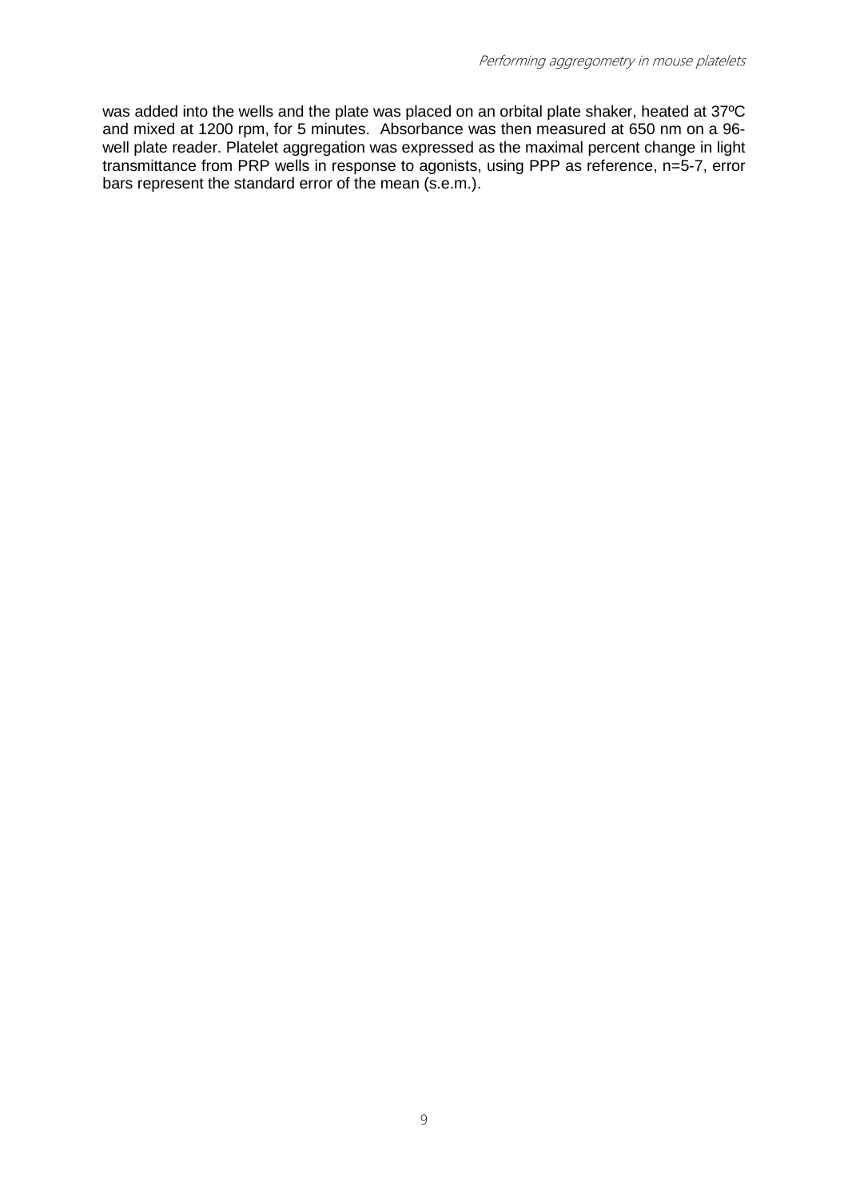was added into the wells and the plate was placed on an orbital plate shaker, heated at 37ºC and mixed at 1200 rpm, for 5 minutes. Absorbance was then measured at 650 nm on a 96-well plate reader. Platelet aggregation was expressed as the maximal percent change in light transmittance from PRP wells in response to agonists, using PPP as reference, n=5-7, error bars represent the standard error of the mean (s.e.m.).